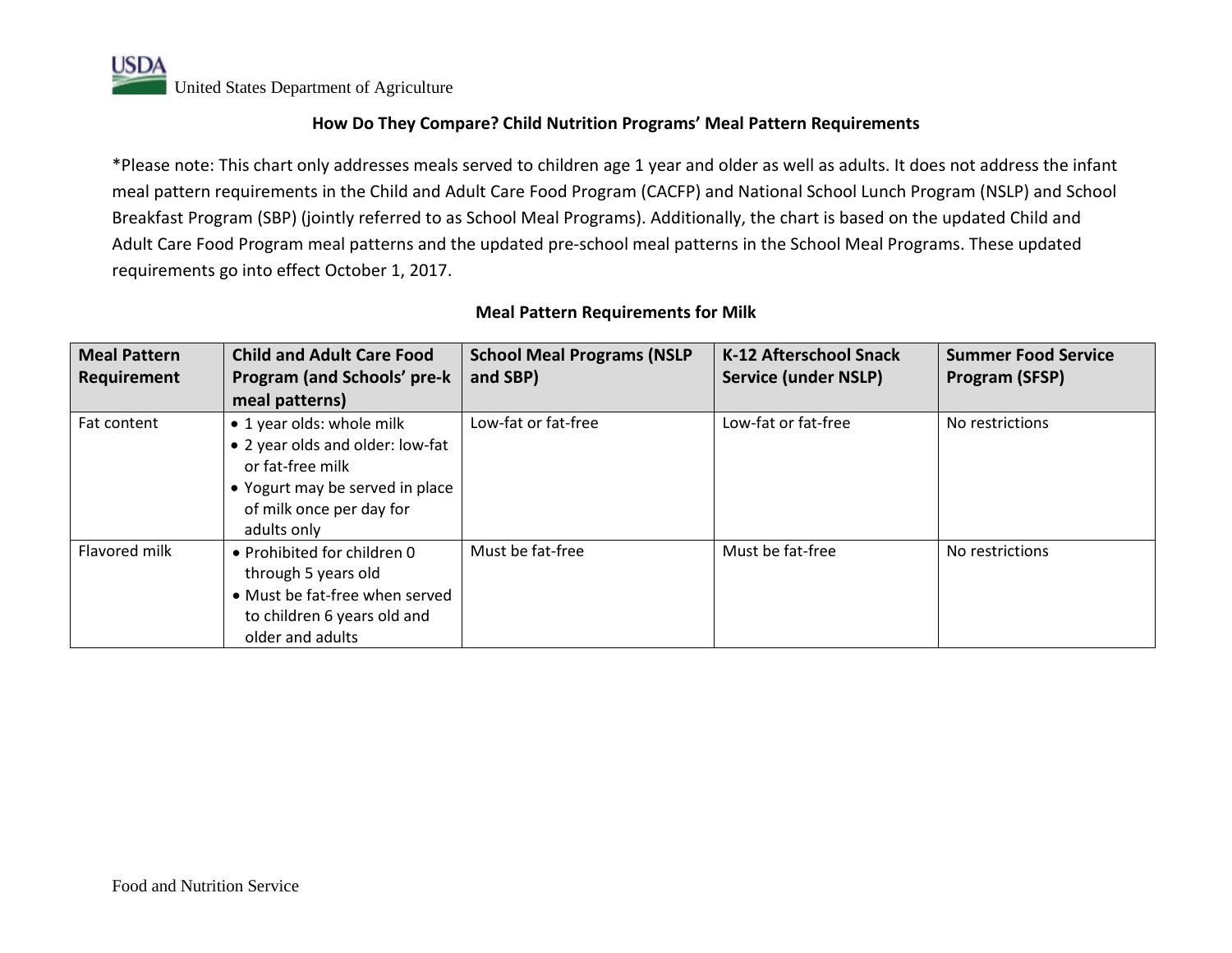United States Department of Agriculture

## How Do They Compare? Child Nutrition Programs' Meal Pattern Requirements

*Please note: This chart only addresses meals served to children age 1 year and older as well as adults. It does not address the infant meal pattern requirements in the Child and Adult Care Food Program (CACFP) and National School Lunch Program (NSLP) and School Breakfast Program (SBP) (jointly referred to as School Meal Programs). Additionally, the chart is based on the updated Child and Adult Care Food Program meal patterns and the updated pre-school meal patterns in the School Meal Programs. These updated requirements go into effect October 1, 2017.

### Meal Pattern Requirements for Milk

| Meal Pattern Requirement | Child and Adult Care Food Program (and Schools' pre-k meal patterns) | School Meal Programs (NSLP and SBP) | K-12 Afterschool Snack Service (under NSLP) | Summer Food Service Program (SFSP) |
|---|---|---|---|---|
| Fat content | • 1 year olds: whole milk<br>• 2 year olds and older: low-fat or fat-free milk<br>• Yogurt may be served in place of milk once per day for adults only | Low-fat or fat-free | Low-fat or fat-free | No restrictions |
| Flavored milk | • Prohibited for children 0 through 5 years old<br>• Must be fat-free when served to children 6 years old and older and adults | Must be fat-free | Must be fat-free | No restrictions |

Food and Nutrition Service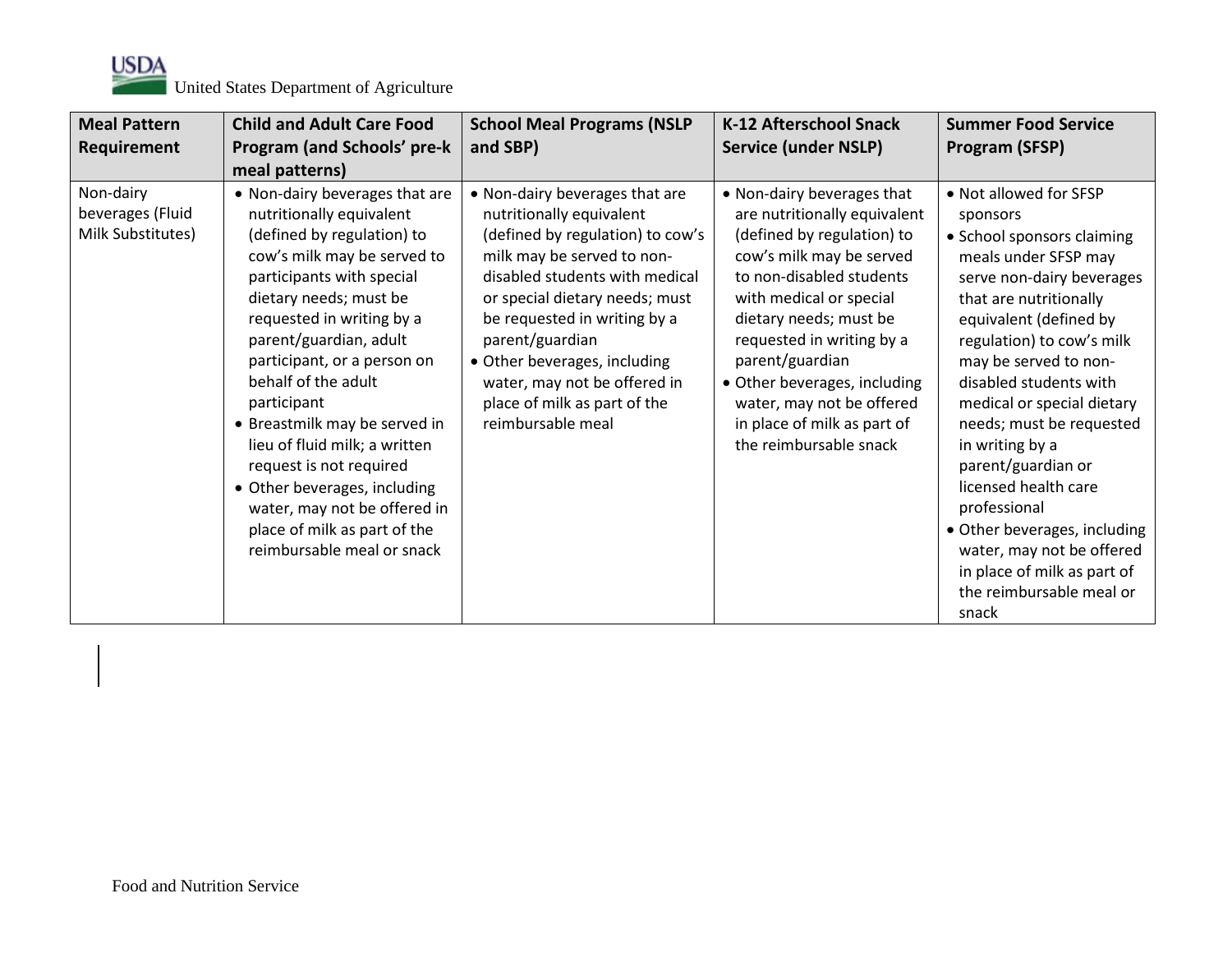| Meal Pattern Requirement | Child and Adult Care Food Program (and Schools' pre-k meal patterns) | School Meal Programs (NSLP and SBP) | K-12 Afterschool Snack Service (under NSLP) | Summer Food Service Program (SFSP) |
|---|---|---|---|---|
| Non-dairy beverages (Fluid Milk Substitutes) | • Non-dairy beverages that are nutritionally equivalent (defined by regulation) to cow's milk may be served to participants with special dietary needs; must be requested in writing by a parent/guardian, adult participant, or a person on behalf of the adult participant<br>• Breastmilk may be served in lieu of fluid milk; a written request is not required<br>• Other beverages, including water, may not be offered in place of milk as part of the reimbursable meal or snack | • Non-dairy beverages that are nutritionally equivalent (defined by regulation) to cow's milk may be served to non-disabled students with medical or special dietary needs; must be requested in writing by a parent/guardian<br>• Other beverages, including water, may not be offered in place of milk as part of the reimbursable meal | • Non-dairy beverages that are nutritionally equivalent (defined by regulation) to cow's milk may be served to non-disabled students with medical or special dietary needs; must be requested in writing by a parent/guardian<br>• Other beverages, including water, may not be offered in place of milk as part of the reimbursable snack | • Not allowed for SFSP sponsors<br>• School sponsors claiming meals under SFSP may serve non-dairy beverages that are nutritionally equivalent (defined by regulation) to cow's milk may be served to non-disabled students with medical or special dietary needs; must be requested in writing by a parent/guardian or licensed health care professional<br>• Other beverages, including water, may not be offered in place of milk as part of the reimbursable meal or snack |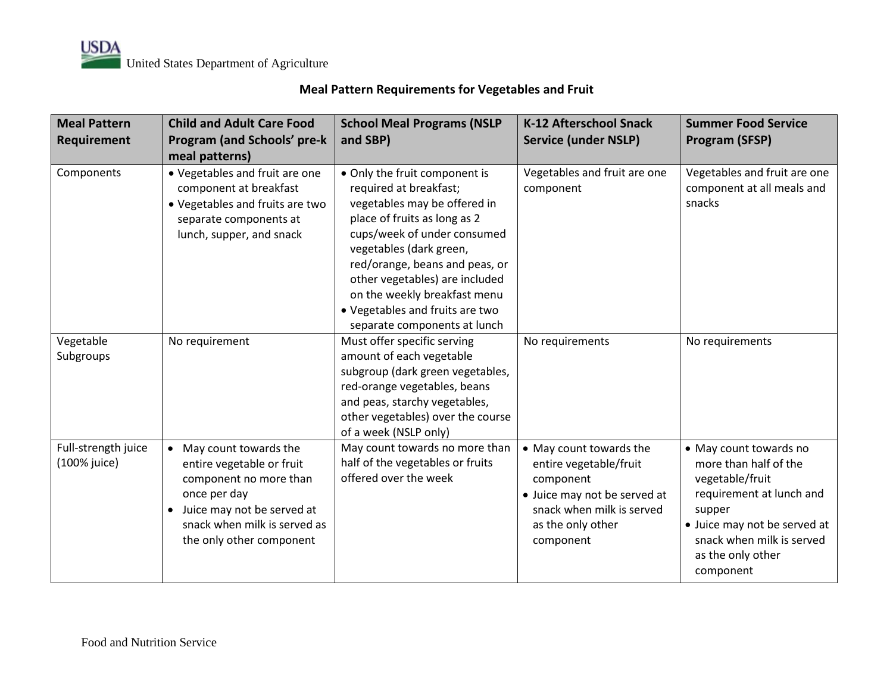United States Department of Agriculture

## Meal Pattern Requirements for Vegetables and Fruit

| Meal Pattern Requirement | Child and Adult Care Food Program (and Schools' pre-k meal patterns) | School Meal Programs (NSLP and SBP) | K-12 Afterschool Snack Service (under NSLP) | Summer Food Service Program (SFSP) |
|---|---|---|---|---|
| Components | • Vegetables and fruit are one component at breakfast<br>• Vegetables and fruits are two separate components at lunch, supper, and snack | • Only the fruit component is required at breakfast; vegetables may be offered in place of fruits as long as 2 cups/week of under consumed vegetables (dark green, red/orange, beans and peas, or other vegetables) are included on the weekly breakfast menu<br>• Vegetables and fruits are two separate components at lunch | Vegetables and fruit are one component | Vegetables and fruit are one component at all meals and snacks |
| Vegetable Subgroups | No requirement | Must offer specific serving amount of each vegetable subgroup (dark green vegetables, red-orange vegetables, beans and peas, starchy vegetables, other vegetables) over the course of a week (NSLP only) | No requirements | No requirements |
| Full-strength juice (100% juice) | • May count towards the entire vegetable or fruit component no more than once per day<br>• Juice may not be served at snack when milk is served as the only other component | May count towards no more than half of the vegetables or fruits offered over the week | • May count towards the entire vegetable/fruit component<br>• Juice may not be served at snack when milk is served as the only other component | • May count towards no more than half of the vegetable/fruit requirement at lunch and supper<br>• Juice may not be served at snack when milk is served as the only other component |

Food and Nutrition Service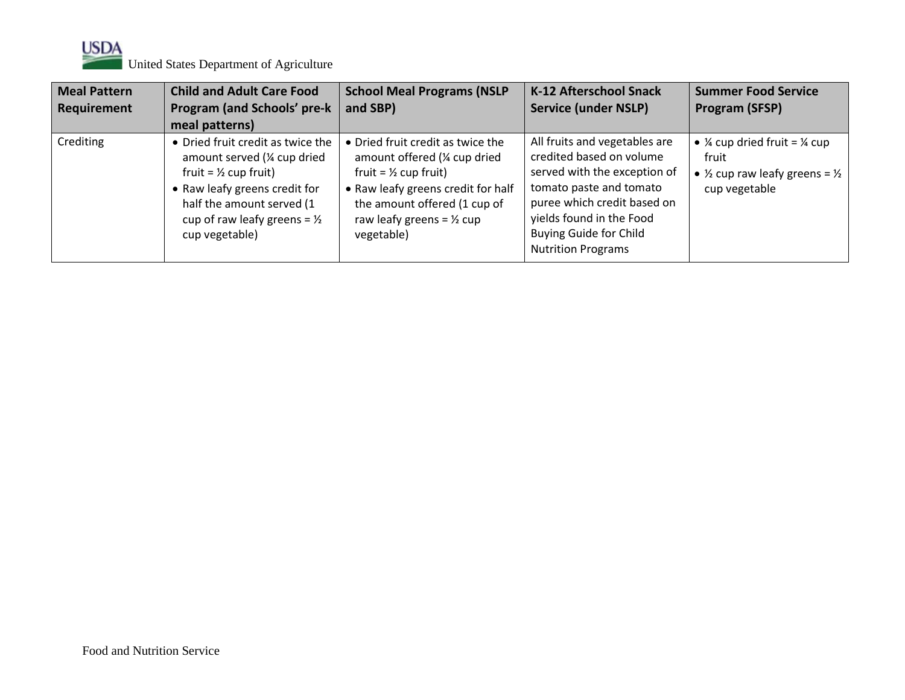| Meal Pattern Requirement | Child and Adult Care Food Program (and Schools' pre-k meal patterns) | School Meal Programs (NSLP and SBP) | K-12 Afterschool Snack Service (under NSLP) | Summer Food Service Program (SFSP) |
|---|---|---|---|---|
| Crediting | • Dried fruit credit as twice the amount served (¼ cup dried fruit = ½ cup fruit)<br>• Raw leafy greens credit for half the amount served (1 cup of raw leafy greens = ½ cup vegetable) | • Dried fruit credit as twice the amount offered (¼ cup dried fruit = ½ cup fruit)<br>• Raw leafy greens credit for half the amount offered (1 cup of raw leafy greens = ½ cup vegetable) | All fruits and vegetables are credited based on volume served with the exception of tomato paste and tomato puree which credit based on yields found in the Food Buying Guide for Child Nutrition Programs | • ¼ cup dried fruit = ¼ cup fruit<br>• ½ cup raw leafy greens = ½ cup vegetable |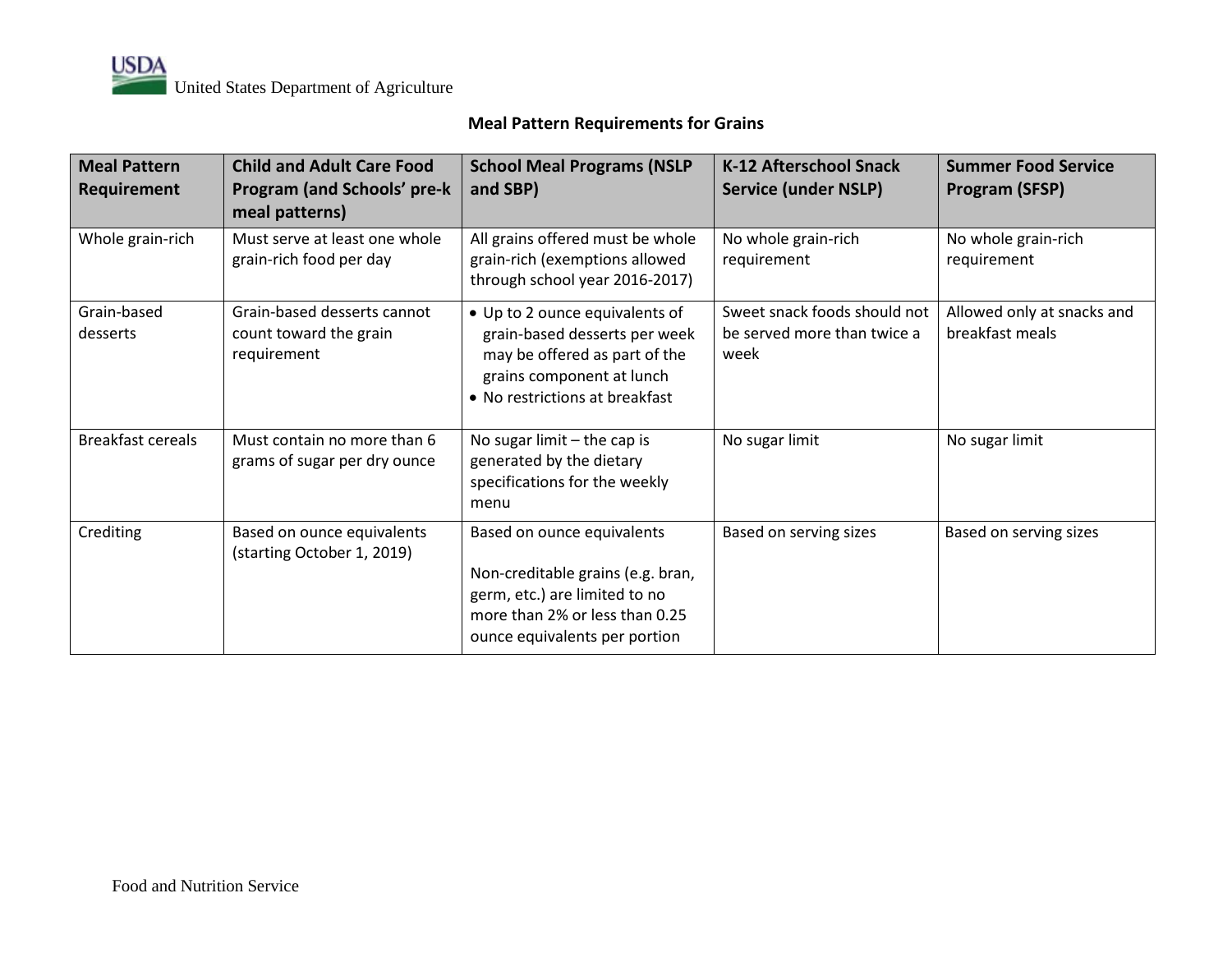**Meal Pattern Requirements for Grains**

| Meal Pattern Requirement | Child and Adult Care Food Program (and Schools' pre-k meal patterns) | School Meal Programs (NSLP and SBP) | K-12 Afterschool Snack Service (under NSLP) | Summer Food Service Program (SFSP) |
|---|---|---|---|---|
| Whole grain-rich | Must serve at least one whole grain-rich food per day | All grains offered must be whole grain-rich (exemptions allowed through school year 2016-2017) | No whole grain-rich requirement | No whole grain-rich requirement |
| Grain-based desserts | Grain-based desserts cannot count toward the grain requirement | • Up to 2 ounce equivalents of grain-based desserts per week may be offered as part of the grains component at lunch<br>• No restrictions at breakfast | Sweet snack foods should not be served more than twice a week | Allowed only at snacks and breakfast meals |
| Breakfast cereals | Must contain no more than 6 grams of sugar per dry ounce | No sugar limit – the cap is generated by the dietary specifications for the weekly menu | No sugar limit | No sugar limit |
| Crediting | Based on ounce equivalents (starting October 1, 2019) | Based on ounce equivalents<br><br>Non-creditable grains (e.g. bran, germ, etc.) are limited to no more than 2% or less than 0.25 ounce equivalents per portion | Based on serving sizes | Based on serving sizes |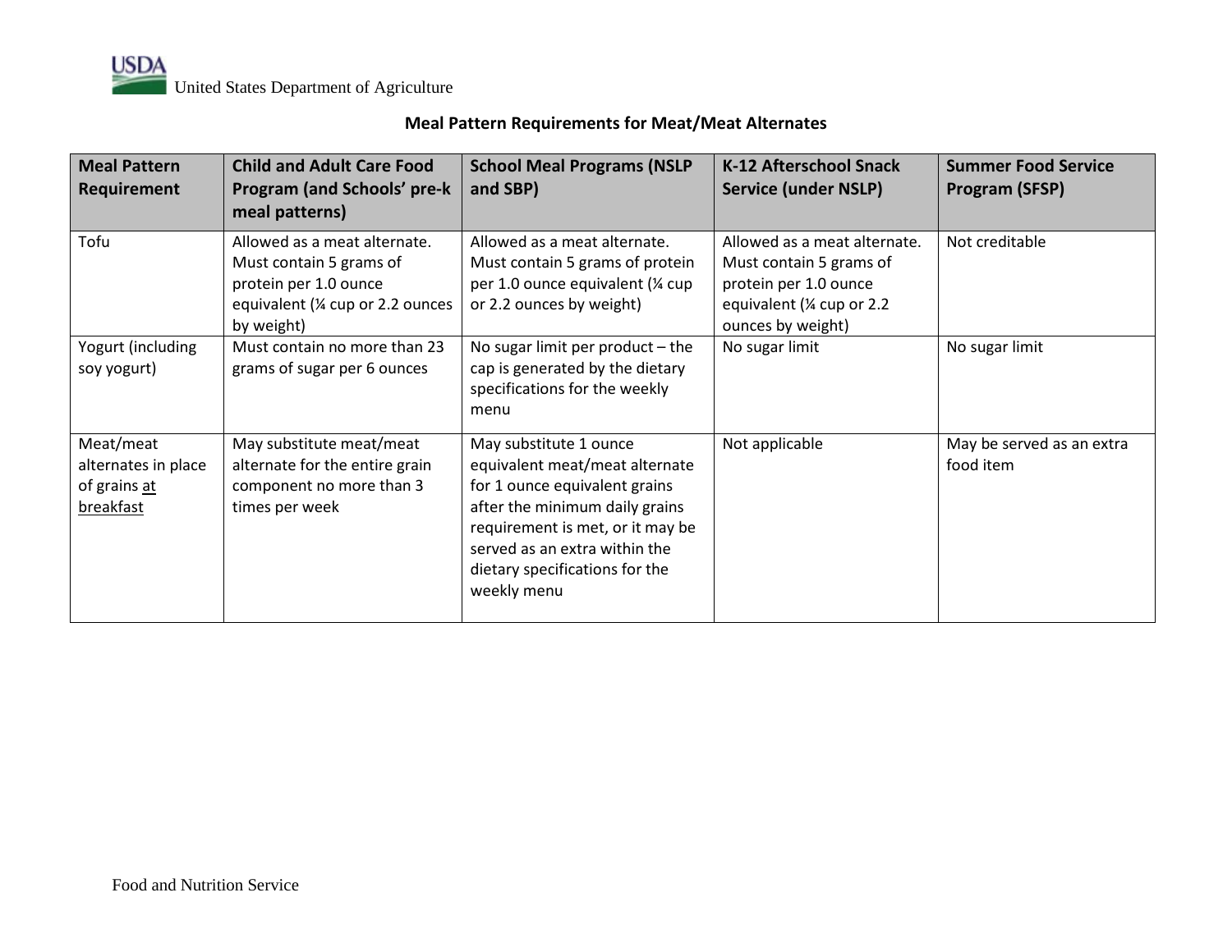## Meal Pattern Requirements for Meat/Meat Alternates

| Meal Pattern Requirement | Child and Adult Care Food Program (and Schools' pre-k meal patterns) | School Meal Programs (NSLP and SBP) | K-12 Afterschool Snack Service (under NSLP) | Summer Food Service Program (SFSP) |
|---|---|---|---|---|
| Tofu | Allowed as a meat alternate. Must contain 5 grams of protein per 1.0 ounce equivalent (¼ cup or 2.2 ounces by weight) | Allowed as a meat alternate. Must contain 5 grams of protein per 1.0 ounce equivalent (¼ cup or 2.2 ounces by weight) | Allowed as a meat alternate. Must contain 5 grams of protein per 1.0 ounce equivalent (¼ cup or 2.2 ounces by weight) | Not creditable |
| Yogurt (including soy yogurt) | Must contain no more than 23 grams of sugar per 6 ounces | No sugar limit per product – the cap is generated by the dietary specifications for the weekly menu | No sugar limit | No sugar limit |
| Meat/meat alternates in place of grains <u>at breakfast</u> | May substitute meat/meat alternate for the entire grain component no more than 3 times per week | May substitute 1 ounce equivalent meat/meat alternate for 1 ounce equivalent grains after the minimum daily grains requirement is met, or it may be served as an extra within the dietary specifications for the weekly menu | Not applicable | May be served as an extra food item |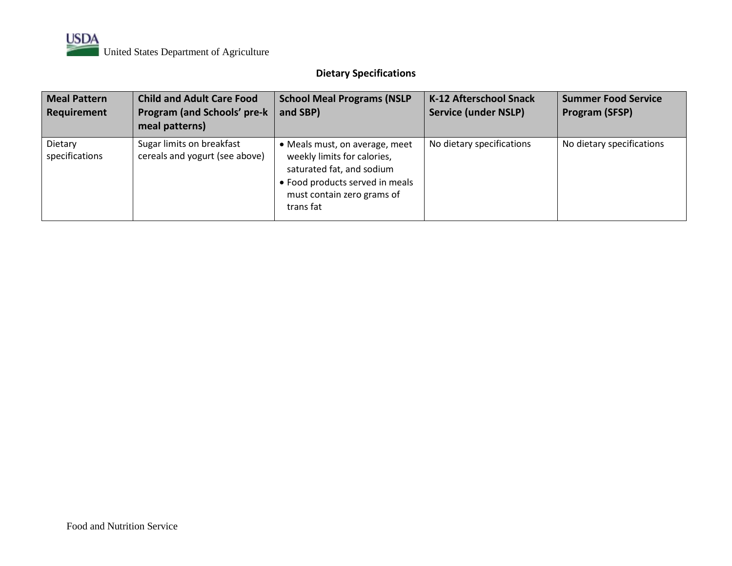## Dietary Specifications

| Meal Pattern Requirement | Child and Adult Care Food Program (and Schools' pre-k meal patterns) | School Meal Programs (NSLP and SBP) | K-12 Afterschool Snack Service (under NSLP) | Summer Food Service Program (SFSP) |
|---|---|---|---|---|
| Dietary specifications | Sugar limits on breakfast cereals and yogurt (see above) | • Meals must, on average, meet weekly limits for calories, saturated fat, and sodium<br>• Food products served in meals must contain zero grams of trans fat | No dietary specifications | No dietary specifications |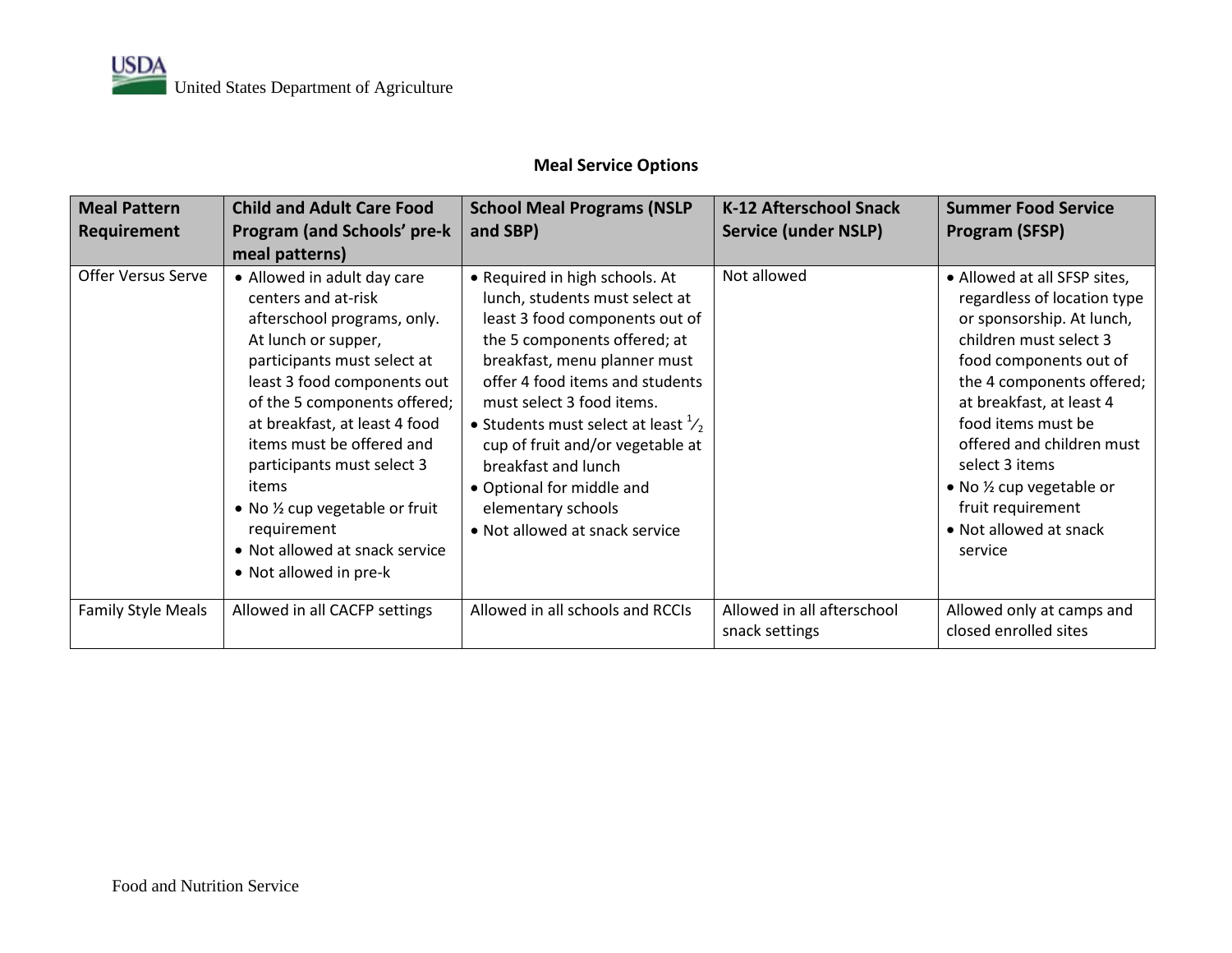## Meal Service Options

| Meal Pattern Requirement | Child and Adult Care Food Program (and Schools' pre-k meal patterns) | School Meal Programs (NSLP and SBP) | K-12 Afterschool Snack Service (under NSLP) | Summer Food Service Program (SFSP) |
|---|---|---|---|---|
| Offer Versus Serve | • Allowed in adult day care centers and at-risk afterschool programs, only. At lunch or supper, participants must select at least 3 food components out of the 5 components offered; at breakfast, at least 4 food items must be offered and participants must select 3 items<br>• No ½ cup vegetable or fruit requirement<br>• Not allowed at snack service<br>• Not allowed in pre-k | • Required in high schools. At lunch, students must select at least 3 food components out of the 5 components offered; at breakfast, menu planner must offer 4 food items and students must select 3 food items.<br>• Students must select at least ½ cup of fruit and/or vegetable at breakfast and lunch<br>• Optional for middle and elementary schools<br>• Not allowed at snack service | Not allowed | • Allowed at all SFSP sites, regardless of location type or sponsorship. At lunch, children must select 3 food components out of the 4 components offered; at breakfast, at least 4 food items must be offered and children must select 3 items<br>• No ½ cup vegetable or fruit requirement<br>• Not allowed at snack service |
| Family Style Meals | Allowed in all CACFP settings | Allowed in all schools and RCCIs | Allowed in all afterschool snack settings | Allowed only at camps and closed enrolled sites |